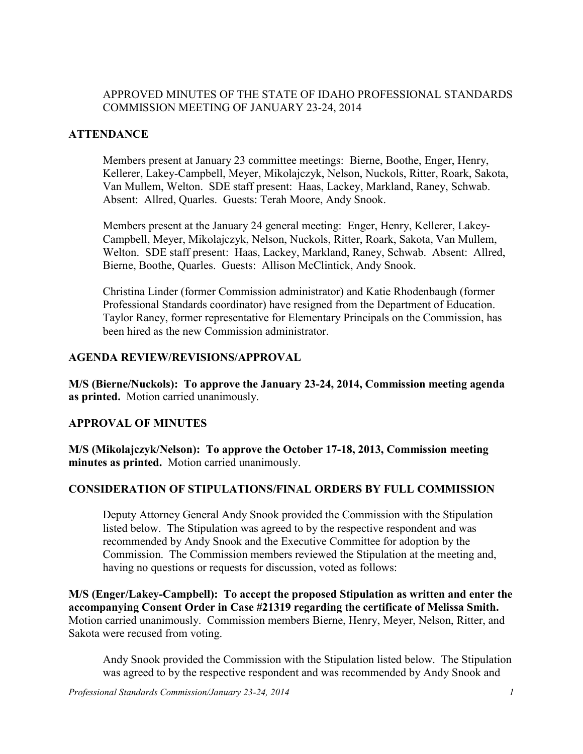APPROVED MINUTES OF THE STATE OF IDAHO PROFESSIONAL STANDARDS COMMISSION MEETING OF JANUARY 23-24, 2014

## ATTENDANCE

Members present at January 23 committee meetings: Bierne, Boothe, Enger, Henry, Kellerer, Lakey-Campbell, Meyer, Mikolajczyk, Nelson, Nuckols, Ritter, Roark, Sakota, Van Mullem, Welton. SDE staff present: Haas, Lackey, Markland, Raney, Schwab. Absent: Allred, Quarles. Guests: Terah Moore, Andy Snook.

Members present at the January 24 general meeting: Enger, Henry, Kellerer, Lakey-Campbell, Meyer, Mikolajczyk, Nelson, Nuckols, Ritter, Roark, Sakota, Van Mullem, Welton. SDE staff present: Haas, Lackey, Markland, Raney, Schwab. Absent: Allred, Bierne, Boothe, Quarles. Guests: Allison McClintick, Andy Snook.

Christina Linder (former Commission administrator) and Katie Rhodenbaugh (former Professional Standards coordinator) have resigned from the Department of Education. Taylor Raney, former representative for Elementary Principals on the Commission, has been hired as the new Commission administrator.

## AGENDA REVIEW/REVISIONS/APPROVAL

**M/S (Bierne/Nuckols): To approve the January 23-24, 2014, Commission meeting agenda as printed.** Motion carried unanimously.

## APPROVAL OF MINUTES

**M/S (Mikolajczyk/Nelson): To approve the October 17-18, 2013, Commission meeting minutes as printed.** Motion carried unanimously.

## CONSIDERATION OF STIPULATIONS/FINAL ORDERS BY FULL COMMISSION

Deputy Attorney General Andy Snook provided the Commission with the Stipulation listed below. The Stipulation was agreed to by the respective respondent and was recommended by Andy Snook and the Executive Committee for adoption by the Commission. The Commission members reviewed the Stipulation at the meeting and, having no questions or requests for discussion, voted as follows:

**M/S (Enger/Lakey-Campbell): To accept the proposed Stipulation as written and enter the accompanying Consent Order in Case #21319 regarding the certificate of Melissa Smith.** Motion carried unanimously. Commission members Bierne, Henry, Meyer, Nelson, Ritter, and Sakota were recused from voting.

Andy Snook provided the Commission with the Stipulation listed below. The Stipulation was agreed to by the respective respondent and was recommended by Andy Snook and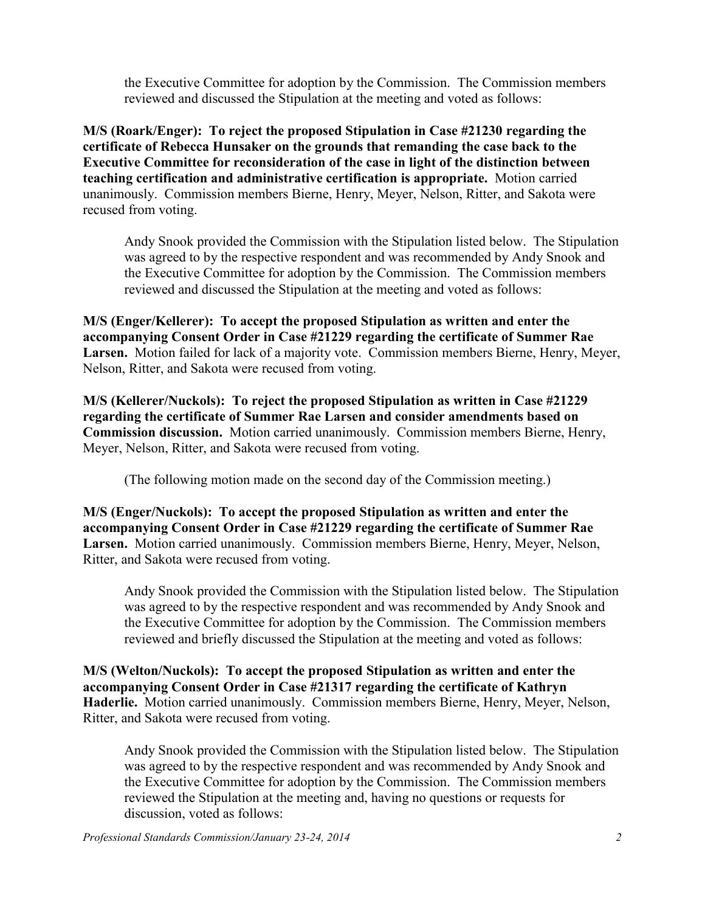the Executive Committee for adoption by the Commission. The Commission members reviewed and discussed the Stipulation at the meeting and voted as follows:

**M/S (Roark/Enger): To reject the proposed Stipulation in Case #21230 regarding the certificate of Rebecca Hunsaker on the grounds that remanding the case back to the Executive Committee for reconsideration of the case in light of the distinction between teaching certification and administrative certification is appropriate.** Motion carried unanimously. Commission members Bierne, Henry, Meyer, Nelson, Ritter, and Sakota were recused from voting.

Andy Snook provided the Commission with the Stipulation listed below. The Stipulation was agreed to by the respective respondent and was recommended by Andy Snook and the Executive Committee for adoption by the Commission. The Commission members reviewed and discussed the Stipulation at the meeting and voted as follows:

**M/S (Enger/Kellerer): To accept the proposed Stipulation as written and enter the accompanying Consent Order in Case #21229 regarding the certificate of Summer Rae Larsen.** Motion failed for lack of a majority vote. Commission members Bierne, Henry, Meyer, Nelson, Ritter, and Sakota were recused from voting.

**M/S (Kellerer/Nuckols): To reject the proposed Stipulation as written in Case #21229 regarding the certificate of Summer Rae Larsen and consider amendments based on Commission discussion.** Motion carried unanimously. Commission members Bierne, Henry, Meyer, Nelson, Ritter, and Sakota were recused from voting.

(The following motion made on the second day of the Commission meeting.)

**M/S (Enger/Nuckols): To accept the proposed Stipulation as written and enter the accompanying Consent Order in Case #21229 regarding the certificate of Summer Rae Larsen.** Motion carried unanimously. Commission members Bierne, Henry, Meyer, Nelson, Ritter, and Sakota were recused from voting.

Andy Snook provided the Commission with the Stipulation listed below. The Stipulation was agreed to by the respective respondent and was recommended by Andy Snook and the Executive Committee for adoption by the Commission. The Commission members reviewed and briefly discussed the Stipulation at the meeting and voted as follows:

**M/S (Welton/Nuckols): To accept the proposed Stipulation as written and enter the accompanying Consent Order in Case #21317 regarding the certificate of Kathryn Haderlie.** Motion carried unanimously. Commission members Bierne, Henry, Meyer, Nelson, Ritter, and Sakota were recused from voting.

Andy Snook provided the Commission with the Stipulation listed below. The Stipulation was agreed to by the respective respondent and was recommended by Andy Snook and the Executive Committee for adoption by the Commission. The Commission members reviewed the Stipulation at the meeting and, having no questions or requests for discussion, voted as follows: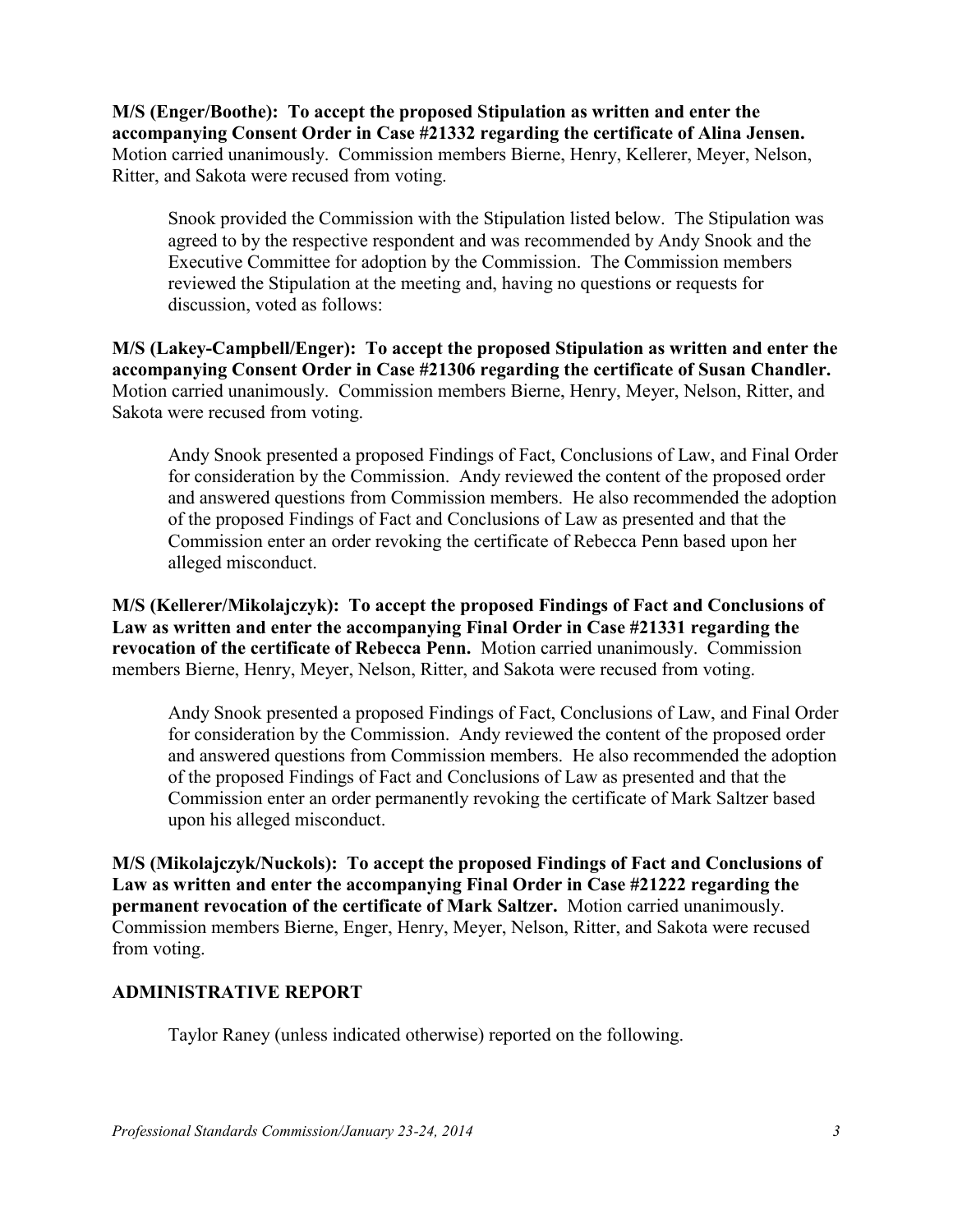**M/S (Enger/Boothe): To accept the proposed Stipulation as written and enter the accompanying Consent Order in Case #21332 regarding the certificate of Alina Jensen.** Motion carried unanimously. Commission members Bierne, Henry, Kellerer, Meyer, Nelson, Ritter, and Sakota were recused from voting.

Snook provided the Commission with the Stipulation listed below. The Stipulation was agreed to by the respective respondent and was recommended by Andy Snook and the Executive Committee for adoption by the Commission. The Commission members reviewed the Stipulation at the meeting and, having no questions or requests for discussion, voted as follows:

**M/S (Lakey-Campbell/Enger): To accept the proposed Stipulation as written and enter the accompanying Consent Order in Case #21306 regarding the certificate of Susan Chandler.** Motion carried unanimously. Commission members Bierne, Henry, Meyer, Nelson, Ritter, and Sakota were recused from voting.

Andy Snook presented a proposed Findings of Fact, Conclusions of Law, and Final Order for consideration by the Commission. Andy reviewed the content of the proposed order and answered questions from Commission members. He also recommended the adoption of the proposed Findings of Fact and Conclusions of Law as presented and that the Commission enter an order revoking the certificate of Rebecca Penn based upon her alleged misconduct.

**M/S (Kellerer/Mikolajczyk): To accept the proposed Findings of Fact and Conclusions of Law as written and enter the accompanying Final Order in Case #21331 regarding the revocation of the certificate of Rebecca Penn.** Motion carried unanimously. Commission members Bierne, Henry, Meyer, Nelson, Ritter, and Sakota were recused from voting.

Andy Snook presented a proposed Findings of Fact, Conclusions of Law, and Final Order for consideration by the Commission. Andy reviewed the content of the proposed order and answered questions from Commission members. He also recommended the adoption of the proposed Findings of Fact and Conclusions of Law as presented and that the Commission enter an order permanently revoking the certificate of Mark Saltzer based upon his alleged misconduct.

**M/S (Mikolajczyk/Nuckols): To accept the proposed Findings of Fact and Conclusions of Law as written and enter the accompanying Final Order in Case #21222 regarding the permanent revocation of the certificate of Mark Saltzer.** Motion carried unanimously. Commission members Bierne, Enger, Henry, Meyer, Nelson, Ritter, and Sakota were recused from voting.

## ADMINISTRATIVE REPORT

Taylor Raney (unless indicated otherwise) reported on the following.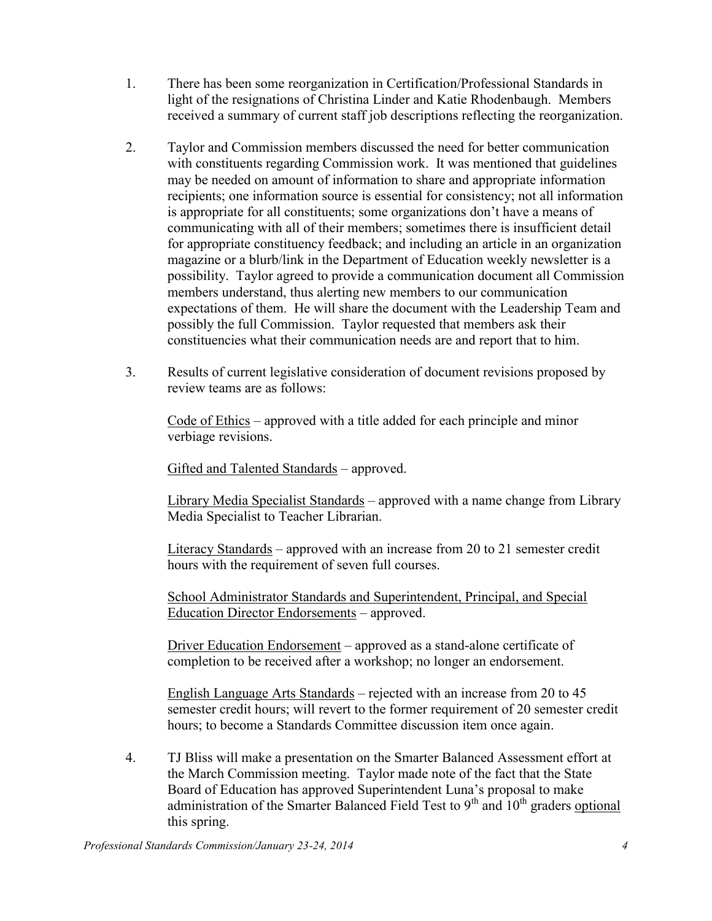1. There has been some reorganization in Certification/Professional Standards in light of the resignations of Christina Linder and Katie Rhodenbaugh. Members received a summary of current staff job descriptions reflecting the reorganization.

2. Taylor and Commission members discussed the need for better communication with constituents regarding Commission work. It was mentioned that guidelines may be needed on amount of information to share and appropriate information recipients; one information source is essential for consistency; not all information is appropriate for all constituents; some organizations don't have a means of communicating with all of their members; sometimes there is insufficient detail for appropriate constituency feedback; and including an article in an organization magazine or a blurb/link in the Department of Education weekly newsletter is a possibility. Taylor agreed to provide a communication document all Commission members understand, thus alerting new members to our communication expectations of them. He will share the document with the Leadership Team and possibly the full Commission. Taylor requested that members ask their constituencies what their communication needs are and report that to him.

3. Results of current legislative consideration of document revisions proposed by review teams are as follows:

   <u>Code of Ethics</u> – approved with a title added for each principle and minor verbiage revisions.

   <u>Gifted and Talented Standards</u> – approved.

   <u>Library Media Specialist Standards</u> – approved with a name change from Library Media Specialist to Teacher Librarian.

   <u>Literacy Standards</u> – approved with an increase from 20 to 21 semester credit hours with the requirement of seven full courses.

   <u>School Administrator Standards and Superintendent, Principal, and Special Education Director Endorsements</u> – approved.

   <u>Driver Education Endorsement</u> – approved as a stand-alone certificate of completion to be received after a workshop; no longer an endorsement.

   <u>English Language Arts Standards</u> – rejected with an increase from 20 to 45 semester credit hours; will revert to the former requirement of 20 semester credit hours; to become a Standards Committee discussion item once again.

4. TJ Bliss will make a presentation on the Smarter Balanced Assessment effort at the March Commission meeting. Taylor made note of the fact that the State Board of Education has approved Superintendent Luna's proposal to make administration of the Smarter Balanced Field Test to 9th and 10th graders <u>optional</u> this spring.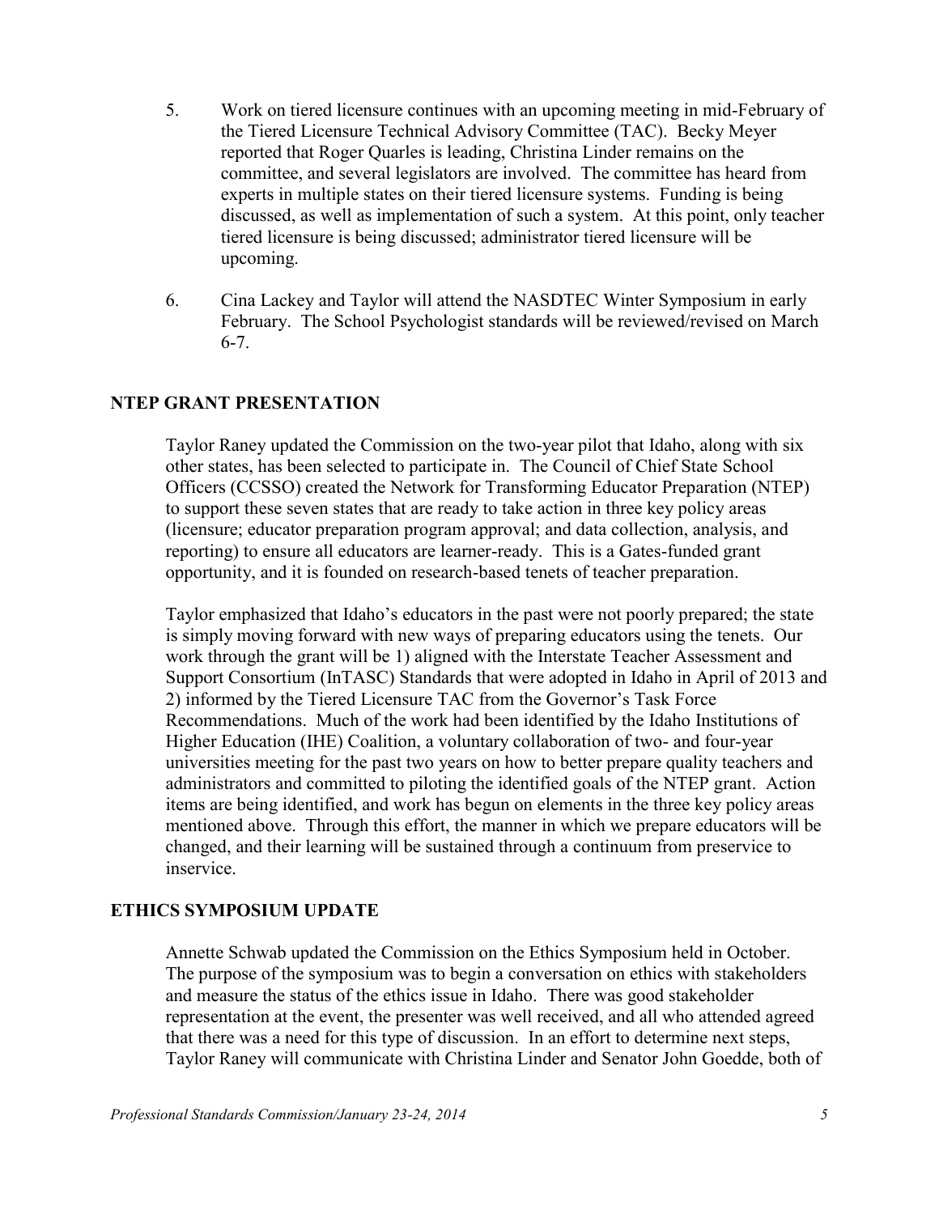5. Work on tiered licensure continues with an upcoming meeting in mid-February of the Tiered Licensure Technical Advisory Committee (TAC). Becky Meyer reported that Roger Quarles is leading, Christina Linder remains on the committee, and several legislators are involved. The committee has heard from experts in multiple states on their tiered licensure systems. Funding is being discussed, as well as implementation of such a system. At this point, only teacher tiered licensure is being discussed; administrator tiered licensure will be upcoming.

6. Cina Lackey and Taylor will attend the NASDTEC Winter Symposium in early February. The School Psychologist standards will be reviewed/revised on March 6-7.

## NTEP GRANT PRESENTATION

Taylor Raney updated the Commission on the two-year pilot that Idaho, along with six other states, has been selected to participate in. The Council of Chief State School Officers (CCSSO) created the Network for Transforming Educator Preparation (NTEP) to support these seven states that are ready to take action in three key policy areas (licensure; educator preparation program approval; and data collection, analysis, and reporting) to ensure all educators are learner-ready. This is a Gates-funded grant opportunity, and it is founded on research-based tenets of teacher preparation.

Taylor emphasized that Idaho's educators in the past were not poorly prepared; the state is simply moving forward with new ways of preparing educators using the tenets. Our work through the grant will be 1) aligned with the Interstate Teacher Assessment and Support Consortium (InTASC) Standards that were adopted in Idaho in April of 2013 and 2) informed by the Tiered Licensure TAC from the Governor's Task Force Recommendations. Much of the work had been identified by the Idaho Institutions of Higher Education (IHE) Coalition, a voluntary collaboration of two- and four-year universities meeting for the past two years on how to better prepare quality teachers and administrators and committed to piloting the identified goals of the NTEP grant. Action items are being identified, and work has begun on elements in the three key policy areas mentioned above. Through this effort, the manner in which we prepare educators will be changed, and their learning will be sustained through a continuum from preservice to inservice.

## ETHICS SYMPOSIUM UPDATE

Annette Schwab updated the Commission on the Ethics Symposium held in October. The purpose of the symposium was to begin a conversation on ethics with stakeholders and measure the status of the ethics issue in Idaho. There was good stakeholder representation at the event, the presenter was well received, and all who attended agreed that there was a need for this type of discussion. In an effort to determine next steps, Taylor Raney will communicate with Christina Linder and Senator John Goedde, both of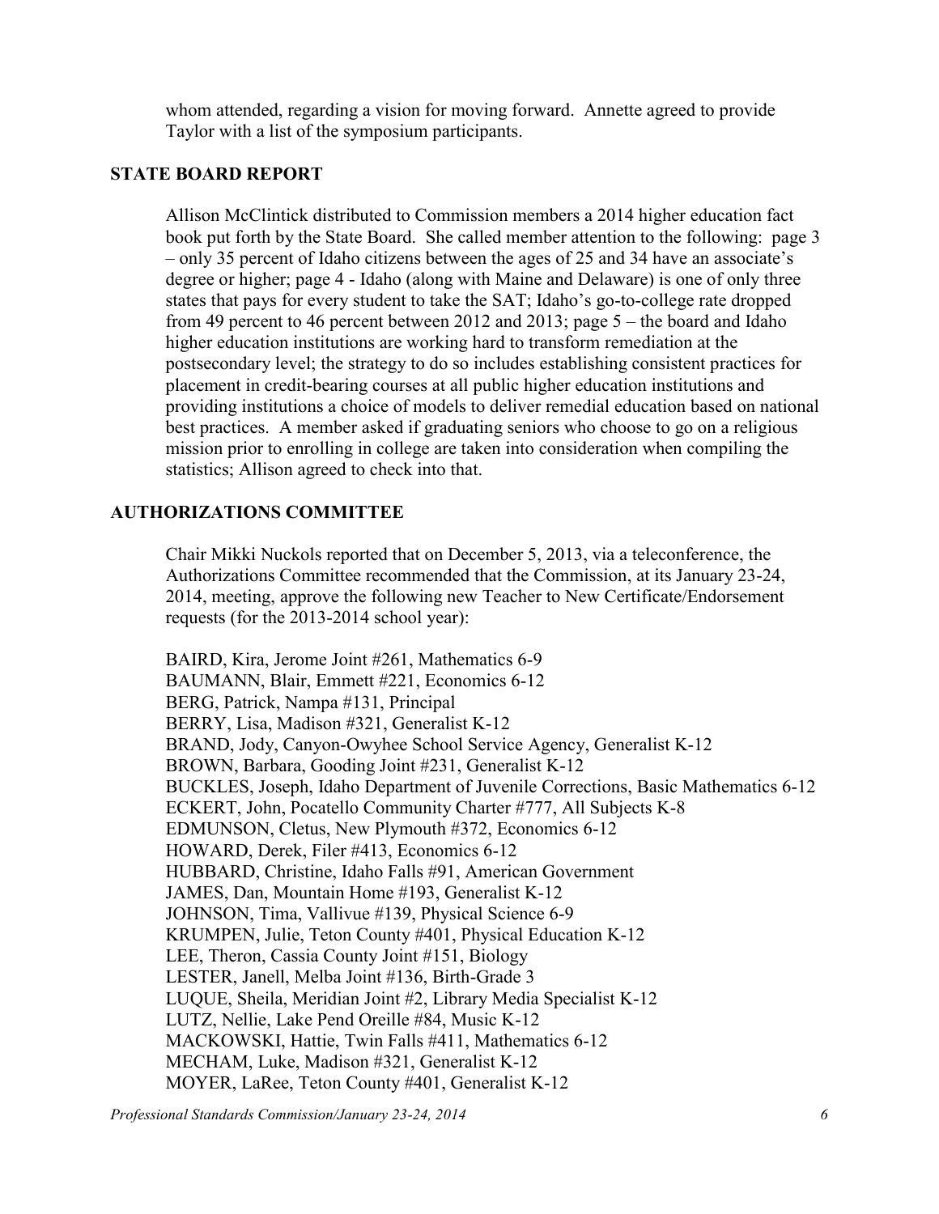whom attended, regarding a vision for moving forward. Annette agreed to provide Taylor with a list of the symposium participants.

## STATE BOARD REPORT

Allison McClintick distributed to Commission members a 2014 higher education fact book put forth by the State Board. She called member attention to the following: page 3 – only 35 percent of Idaho citizens between the ages of 25 and 34 have an associate's degree or higher; page 4 - Idaho (along with Maine and Delaware) is one of only three states that pays for every student to take the SAT; Idaho's go-to-college rate dropped from 49 percent to 46 percent between 2012 and 2013; page 5 – the board and Idaho higher education institutions are working hard to transform remediation at the postsecondary level; the strategy to do so includes establishing consistent practices for placement in credit-bearing courses at all public higher education institutions and providing institutions a choice of models to deliver remedial education based on national best practices. A member asked if graduating seniors who choose to go on a religious mission prior to enrolling in college are taken into consideration when compiling the statistics; Allison agreed to check into that.

## AUTHORIZATIONS COMMITTEE

Chair Mikki Nuckols reported that on December 5, 2013, via a teleconference, the Authorizations Committee recommended that the Commission, at its January 23-24, 2014, meeting, approve the following new Teacher to New Certificate/Endorsement requests (for the 2013-2014 school year):

BAIRD, Kira, Jerome Joint #261, Mathematics 6-9
BAUMANN, Blair, Emmett #221, Economics 6-12
BERG, Patrick, Nampa #131, Principal
BERRY, Lisa, Madison #321, Generalist K-12
BRAND, Jody, Canyon-Owyhee School Service Agency, Generalist K-12
BROWN, Barbara, Gooding Joint #231, Generalist K-12
BUCKLES, Joseph, Idaho Department of Juvenile Corrections, Basic Mathematics 6-12
ECKERT, John, Pocatello Community Charter #777, All Subjects K-8
EDMUNSON, Cletus, New Plymouth #372, Economics 6-12
HOWARD, Derek, Filer #413, Economics 6-12
HUBBARD, Christine, Idaho Falls #91, American Government
JAMES, Dan, Mountain Home #193, Generalist K-12
JOHNSON, Tima, Vallivue #139, Physical Science 6-9
KRUMPEN, Julie, Teton County #401, Physical Education K-12
LEE, Theron, Cassia County Joint #151, Biology
LESTER, Janell, Melba Joint #136, Birth-Grade 3
LUQUE, Sheila, Meridian Joint #2, Library Media Specialist K-12
LUTZ, Nellie, Lake Pend Oreille #84, Music K-12
MACKOWSKI, Hattie, Twin Falls #411, Mathematics 6-12
MECHAM, Luke, Madison #321, Generalist K-12
MOYER, LaRee, Teton County #401, Generalist K-12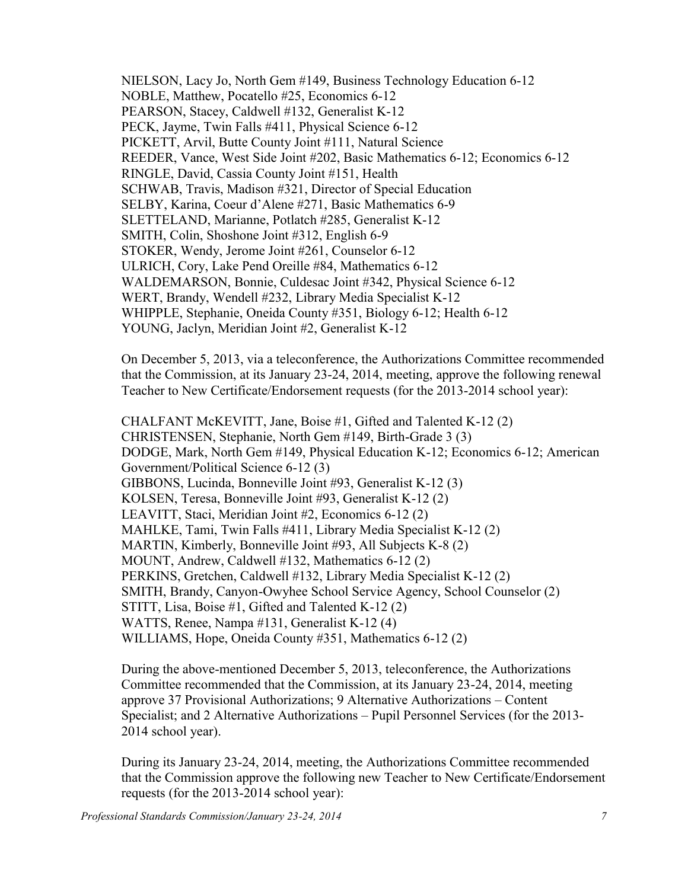NIELSON, Lacy Jo, North Gem #149, Business Technology Education 6-12
NOBLE, Matthew, Pocatello #25, Economics 6-12
PEARSON, Stacey, Caldwell #132, Generalist K-12
PECK, Jayme, Twin Falls #411, Physical Science 6-12
PICKETT, Arvil, Butte County Joint #111, Natural Science
REEDER, Vance, West Side Joint #202, Basic Mathematics 6-12; Economics 6-12
RINGLE, David, Cassia County Joint #151, Health
SCHWAB, Travis, Madison #321, Director of Special Education
SELBY, Karina, Coeur d'Alene #271, Basic Mathematics 6-9
SLETTELAND, Marianne, Potlatch #285, Generalist K-12
SMITH, Colin, Shoshone Joint #312, English 6-9
STOKER, Wendy, Jerome Joint #261, Counselor 6-12
ULRICH, Cory, Lake Pend Oreille #84, Mathematics 6-12
WALDEMARSON, Bonnie, Culdesac Joint #342, Physical Science 6-12
WERT, Brandy, Wendell #232, Library Media Specialist K-12
WHIPPLE, Stephanie, Oneida County #351, Biology 6-12; Health 6-12
YOUNG, Jaclyn, Meridian Joint #2, Generalist K-12

On December 5, 2013, via a teleconference, the Authorizations Committee recommended that the Commission, at its January 23-24, 2014, meeting, approve the following renewal Teacher to New Certificate/Endorsement requests (for the 2013-2014 school year):

CHALFANT McKEVITT, Jane, Boise #1, Gifted and Talented K-12 (2)
CHRISTENSEN, Stephanie, North Gem #149, Birth-Grade 3 (3)
DODGE, Mark, North Gem #149, Physical Education K-12; Economics 6-12; American Government/Political Science 6-12 (3)
GIBBONS, Lucinda, Bonneville Joint #93, Generalist K-12 (3)
KOLSEN, Teresa, Bonneville Joint #93, Generalist K-12 (2)
LEAVITT, Staci, Meridian Joint #2, Economics 6-12 (2)
MAHLKE, Tami, Twin Falls #411, Library Media Specialist K-12 (2)
MARTIN, Kimberly, Bonneville Joint #93, All Subjects K-8 (2)
MOUNT, Andrew, Caldwell #132, Mathematics 6-12 (2)
PERKINS, Gretchen, Caldwell #132, Library Media Specialist K-12 (2)
SMITH, Brandy, Canyon-Owyhee School Service Agency, School Counselor (2)
STITT, Lisa, Boise #1, Gifted and Talented K-12 (2)
WATTS, Renee, Nampa #131, Generalist K-12 (4)
WILLIAMS, Hope, Oneida County #351, Mathematics 6-12 (2)

During the above-mentioned December 5, 2013, teleconference, the Authorizations Committee recommended that the Commission, at its January 23-24, 2014, meeting approve 37 Provisional Authorizations; 9 Alternative Authorizations – Content Specialist; and 2 Alternative Authorizations – Pupil Personnel Services (for the 2013-2014 school year).

During its January 23-24, 2014, meeting, the Authorizations Committee recommended that the Commission approve the following new Teacher to New Certificate/Endorsement requests (for the 2013-2014 school year):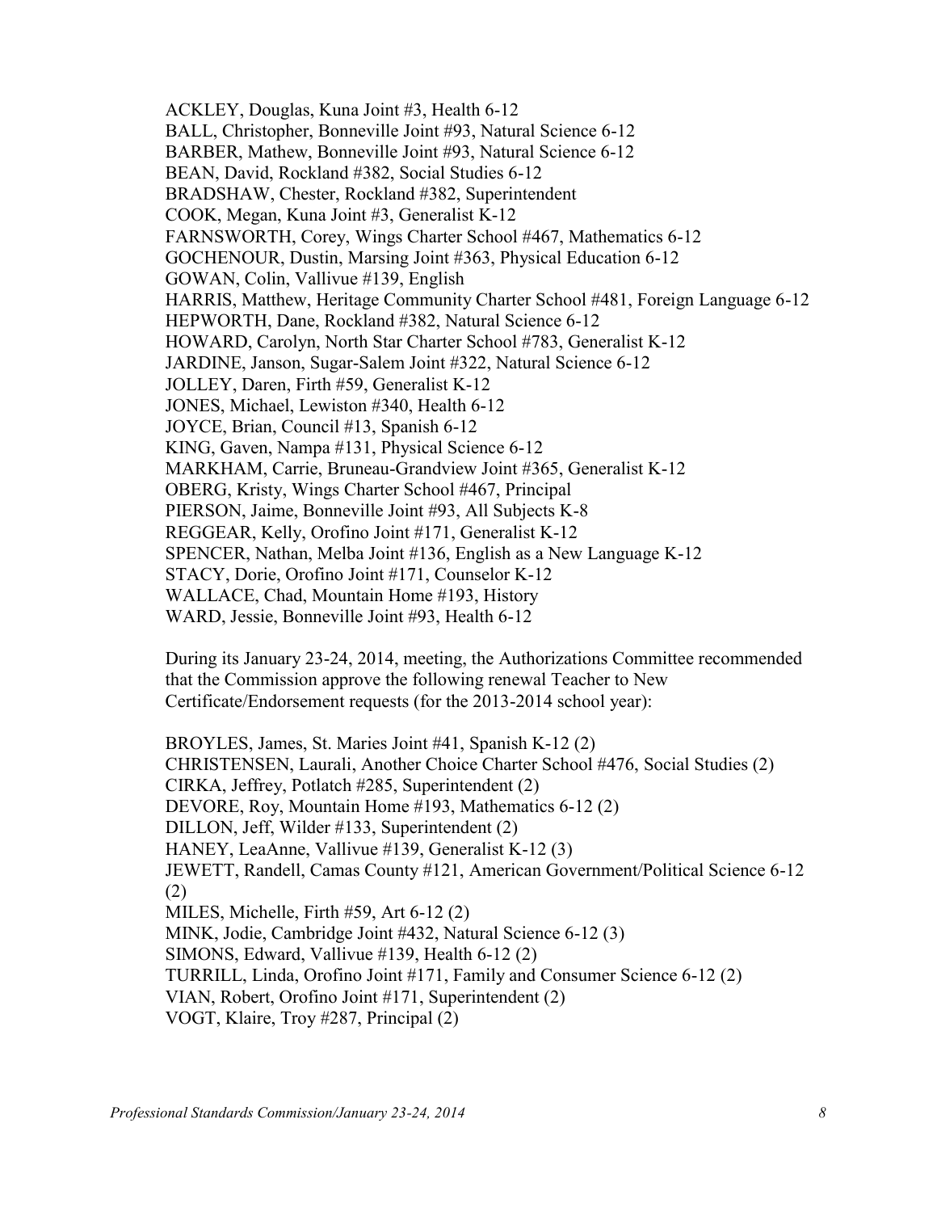ACKLEY, Douglas, Kuna Joint #3, Health 6-12
BALL, Christopher, Bonneville Joint #93, Natural Science 6-12
BARBER, Mathew, Bonneville Joint #93, Natural Science 6-12
BEAN, David, Rockland #382, Social Studies 6-12
BRADSHAW, Chester, Rockland #382, Superintendent
COOK, Megan, Kuna Joint #3, Generalist K-12
FARNSWORTH, Corey, Wings Charter School #467, Mathematics 6-12
GOCHENOUR, Dustin, Marsing Joint #363, Physical Education 6-12
GOWAN, Colin, Vallivue #139, English
HARRIS, Matthew, Heritage Community Charter School #481, Foreign Language 6-12
HEPWORTH, Dane, Rockland #382, Natural Science 6-12
HOWARD, Carolyn, North Star Charter School #783, Generalist K-12
JARDINE, Janson, Sugar-Salem Joint #322, Natural Science 6-12
JOLLEY, Daren, Firth #59, Generalist K-12
JONES, Michael, Lewiston #340, Health 6-12
JOYCE, Brian, Council #13, Spanish 6-12
KING, Gaven, Nampa #131, Physical Science 6-12
MARKHAM, Carrie, Bruneau-Grandview Joint #365, Generalist K-12
OBERG, Kristy, Wings Charter School #467, Principal
PIERSON, Jaime, Bonneville Joint #93, All Subjects K-8
REGGEAR, Kelly, Orofino Joint #171, Generalist K-12
SPENCER, Nathan, Melba Joint #136, English as a New Language K-12
STACY, Dorie, Orofino Joint #171, Counselor K-12
WALLACE, Chad, Mountain Home #193, History
WARD, Jessie, Bonneville Joint #93, Health 6-12

During its January 23-24, 2014, meeting, the Authorizations Committee recommended that the Commission approve the following renewal Teacher to New Certificate/Endorsement requests (for the 2013-2014 school year):

BROYLES, James, St. Maries Joint #41, Spanish K-12 (2)
CHRISTENSEN, Laurali, Another Choice Charter School #476, Social Studies (2)
CIRKA, Jeffrey, Potlatch #285, Superintendent (2)
DEVORE, Roy, Mountain Home #193, Mathematics 6-12 (2)
DILLON, Jeff, Wilder #133, Superintendent (2)
HANEY, LeaAnne, Vallivue #139, Generalist K-12 (3)
JEWETT, Randell, Camas County #121, American Government/Political Science 6-12 (2)
MILES, Michelle, Firth #59, Art 6-12 (2)
MINK, Jodie, Cambridge Joint #432, Natural Science 6-12 (3)
SIMONS, Edward, Vallivue #139, Health 6-12 (2)
TURRILL, Linda, Orofino Joint #171, Family and Consumer Science 6-12 (2)
VIAN, Robert, Orofino Joint #171, Superintendent (2)
VOGT, Klaire, Troy #287, Principal (2)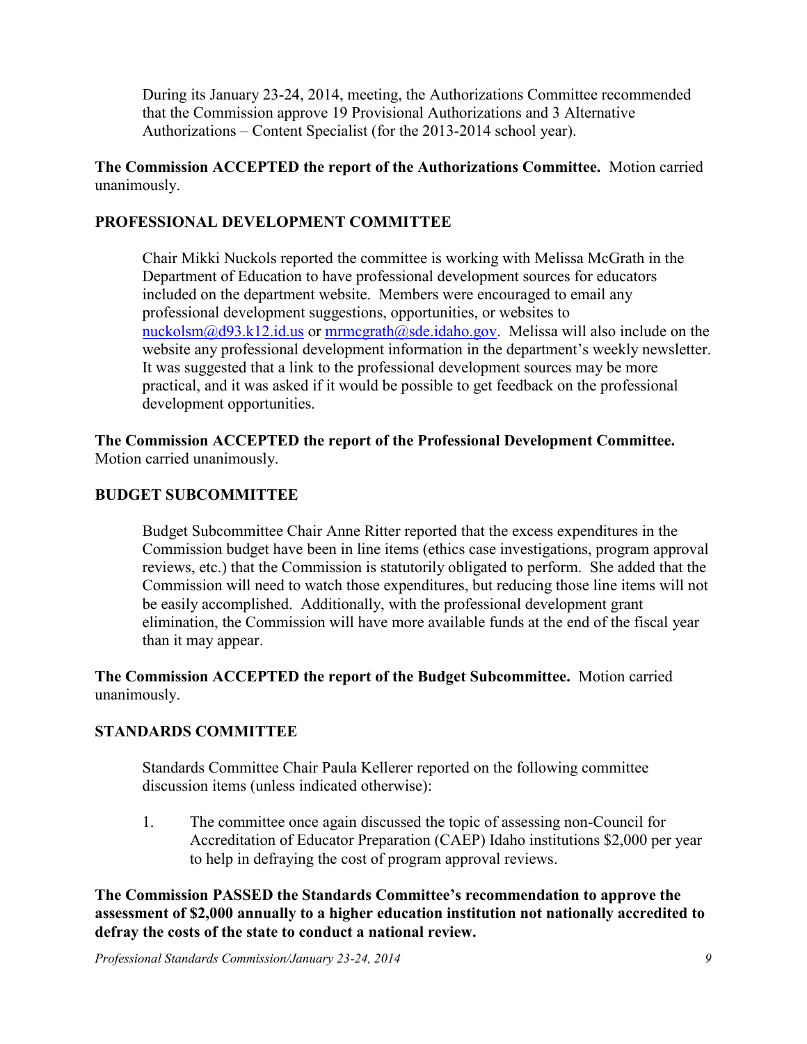During its January 23-24, 2014, meeting, the Authorizations Committee recommended that the Commission approve 19 Provisional Authorizations and 3 Alternative Authorizations – Content Specialist (for the 2013-2014 school year).

**The Commission ACCEPTED the report of the Authorizations Committee.** Motion carried unanimously.

**PROFESSIONAL DEVELOPMENT COMMITTEE**

Chair Mikki Nuckols reported the committee is working with Melissa McGrath in the Department of Education to have professional development sources for educators included on the department website. Members were encouraged to email any professional development suggestions, opportunities, or websites to nuckolsm@d93.k12.id.us or mrmcgrath@sde.idaho.gov. Melissa will also include on the website any professional development information in the department's weekly newsletter. It was suggested that a link to the professional development sources may be more practical, and it was asked if it would be possible to get feedback on the professional development opportunities.

**The Commission ACCEPTED the report of the Professional Development Committee.** Motion carried unanimously.

**BUDGET SUBCOMMITTEE**

Budget Subcommittee Chair Anne Ritter reported that the excess expenditures in the Commission budget have been in line items (ethics case investigations, program approval reviews, etc.) that the Commission is statutorily obligated to perform. She added that the Commission will need to watch those expenditures, but reducing those line items will not be easily accomplished. Additionally, with the professional development grant elimination, the Commission will have more available funds at the end of the fiscal year than it may appear.

**The Commission ACCEPTED the report of the Budget Subcommittee.** Motion carried unanimously.

**STANDARDS COMMITTEE**

Standards Committee Chair Paula Kellerer reported on the following committee discussion items (unless indicated otherwise):

1. The committee once again discussed the topic of assessing non-Council for Accreditation of Educator Preparation (CAEP) Idaho institutions $2,000 per year to help in defraying the cost of program approval reviews.

**The Commission PASSED the Standards Committee's recommendation to approve the assessment of $2,000 annually to a higher education institution not nationally accredited to defray the costs of the state to conduct a national review.**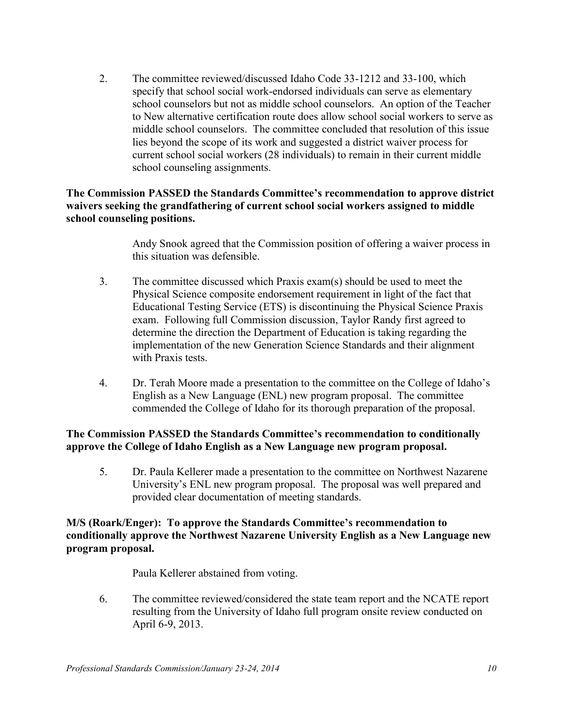2. The committee reviewed/discussed Idaho Code 33-1212 and 33-100, which specify that school social work-endorsed individuals can serve as elementary school counselors but not as middle school counselors. An option of the Teacher to New alternative certification route does allow school social workers to serve as middle school counselors. The committee concluded that resolution of this issue lies beyond the scope of its work and suggested a district waiver process for current school social workers (28 individuals) to remain in their current middle school counseling assignments.

**The Commission PASSED the Standards Committee's recommendation to approve district waivers seeking the grandfathering of current school social workers assigned to middle school counseling positions.**

Andy Snook agreed that the Commission position of offering a waiver process in this situation was defensible.

3. The committee discussed which Praxis exam(s) should be used to meet the Physical Science composite endorsement requirement in light of the fact that Educational Testing Service (ETS) is discontinuing the Physical Science Praxis exam. Following full Commission discussion, Taylor Randy first agreed to determine the direction the Department of Education is taking regarding the implementation of the new Generation Science Standards and their alignment with Praxis tests.

4. Dr. Terah Moore made a presentation to the committee on the College of Idaho's English as a New Language (ENL) new program proposal. The committee commended the College of Idaho for its thorough preparation of the proposal.

**The Commission PASSED the Standards Committee's recommendation to conditionally approve the College of Idaho English as a New Language new program proposal.**

5. Dr. Paula Kellerer made a presentation to the committee on Northwest Nazarene University's ENL new program proposal. The proposal was well prepared and provided clear documentation of meeting standards.

**M/S (Roark/Enger): To approve the Standards Committee's recommendation to conditionally approve the Northwest Nazarene University English as a New Language new program proposal.**

Paula Kellerer abstained from voting.

6. The committee reviewed/considered the state team report and the NCATE report resulting from the University of Idaho full program onsite review conducted on April 6-9, 2013.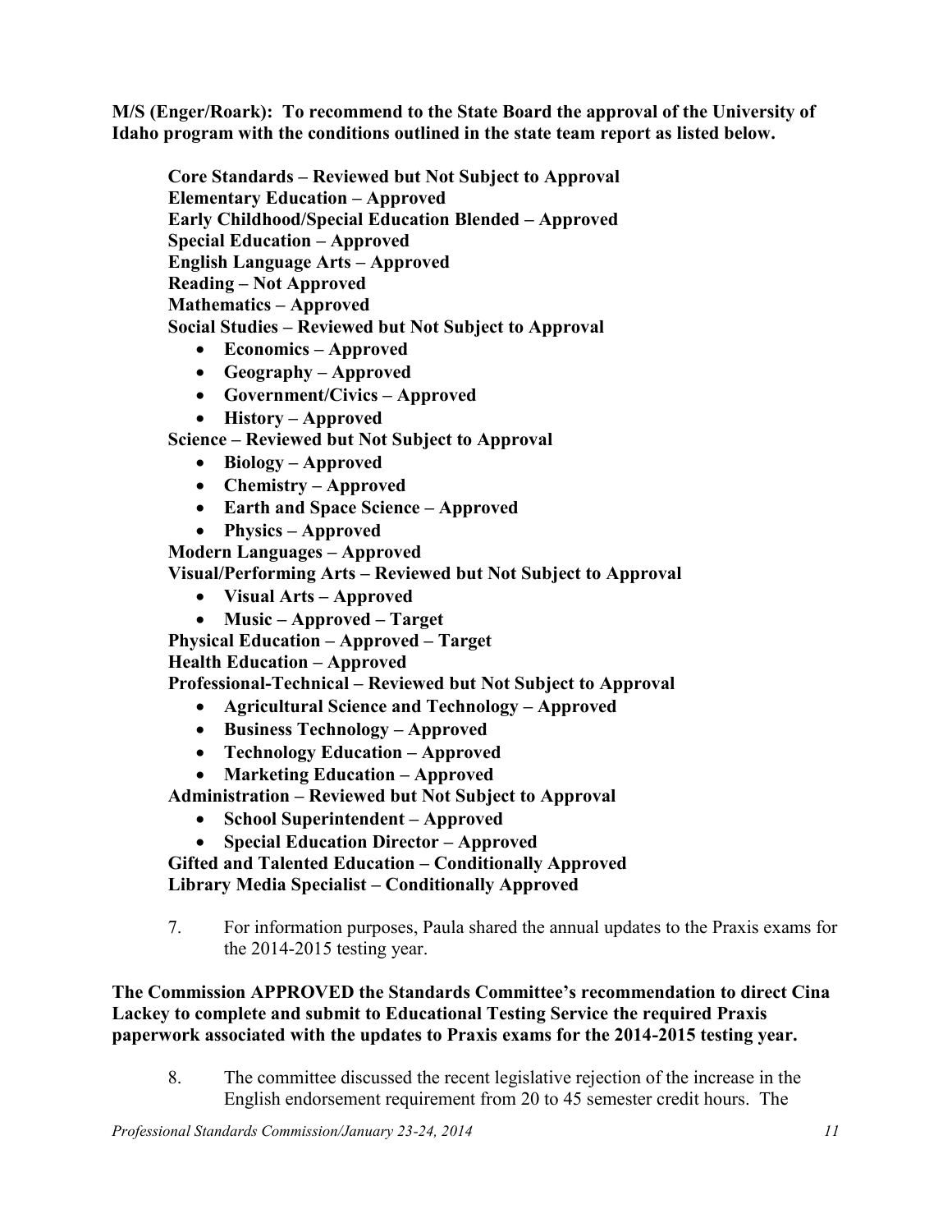**M/S (Enger/Roark): To recommend to the State Board the approval of the University of Idaho program with the conditions outlined in the state team report as listed below.**

**Core Standards – Reviewed but Not Subject to Approval**
**Elementary Education – Approved**
**Early Childhood/Special Education Blended – Approved**
**Special Education – Approved**
**English Language Arts – Approved**
**Reading – Not Approved**
**Mathematics – Approved**
**Social Studies – Reviewed but Not Subject to Approval**

- **Economics – Approved**
- **Geography – Approved**
- **Government/Civics – Approved**
- **History – Approved**

**Science – Reviewed but Not Subject to Approval**

- **Biology – Approved**
- **Chemistry – Approved**
- **Earth and Space Science – Approved**
- **Physics – Approved**

**Modern Languages – Approved**
**Visual/Performing Arts – Reviewed but Not Subject to Approval**

- **Visual Arts – Approved**
- **Music – Approved – Target**

**Physical Education – Approved – Target**
**Health Education – Approved**
**Professional-Technical – Reviewed but Not Subject to Approval**

- **Agricultural Science and Technology – Approved**
- **Business Technology – Approved**
- **Technology Education – Approved**
- **Marketing Education – Approved**

**Administration – Reviewed but Not Subject to Approval**

- **School Superintendent – Approved**
- **Special Education Director – Approved**

**Gifted and Talented Education – Conditionally Approved**
**Library Media Specialist – Conditionally Approved**

7. For information purposes, Paula shared the annual updates to the Praxis exams for the 2014-2015 testing year.

**The Commission APPROVED the Standards Committee's recommendation to direct Cina Lackey to complete and submit to Educational Testing Service the required Praxis paperwork associated with the updates to Praxis exams for the 2014-2015 testing year.**

8. The committee discussed the recent legislative rejection of the increase in the English endorsement requirement from 20 to 45 semester credit hours. The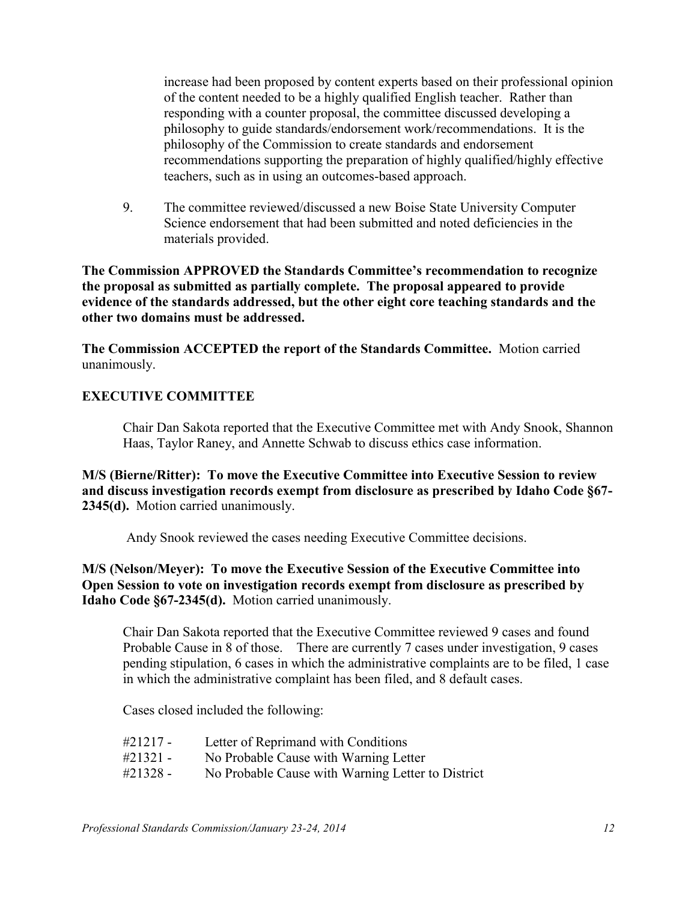increase had been proposed by content experts based on their professional opinion of the content needed to be a highly qualified English teacher. Rather than responding with a counter proposal, the committee discussed developing a philosophy to guide standards/endorsement work/recommendations. It is the philosophy of the Commission to create standards and endorsement recommendations supporting the preparation of highly qualified/highly effective teachers, such as in using an outcomes-based approach.

9. The committee reviewed/discussed a new Boise State University Computer Science endorsement that had been submitted and noted deficiencies in the materials provided.

**The Commission APPROVED the Standards Committee's recommendation to recognize the proposal as submitted as partially complete. The proposal appeared to provide evidence of the standards addressed, but the other eight core teaching standards and the other two domains must be addressed.**

**The Commission ACCEPTED the report of the Standards Committee.** Motion carried unanimously.

## EXECUTIVE COMMITTEE

Chair Dan Sakota reported that the Executive Committee met with Andy Snook, Shannon Haas, Taylor Raney, and Annette Schwab to discuss ethics case information.

**M/S (Bierne/Ritter): To move the Executive Committee into Executive Session to review and discuss investigation records exempt from disclosure as prescribed by Idaho Code §67-2345(d).** Motion carried unanimously.

Andy Snook reviewed the cases needing Executive Committee decisions.

**M/S (Nelson/Meyer): To move the Executive Session of the Executive Committee into Open Session to vote on investigation records exempt from disclosure as prescribed by Idaho Code §67-2345(d).** Motion carried unanimously.

Chair Dan Sakota reported that the Executive Committee reviewed 9 cases and found Probable Cause in 8 of those. There are currently 7 cases under investigation, 9 cases pending stipulation, 6 cases in which the administrative complaints are to be filed, 1 case in which the administrative complaint has been filed, and 8 default cases.

Cases closed included the following:

#21217 - Letter of Reprimand with Conditions
#21321 - No Probable Cause with Warning Letter
#21328 - No Probable Cause with Warning Letter to District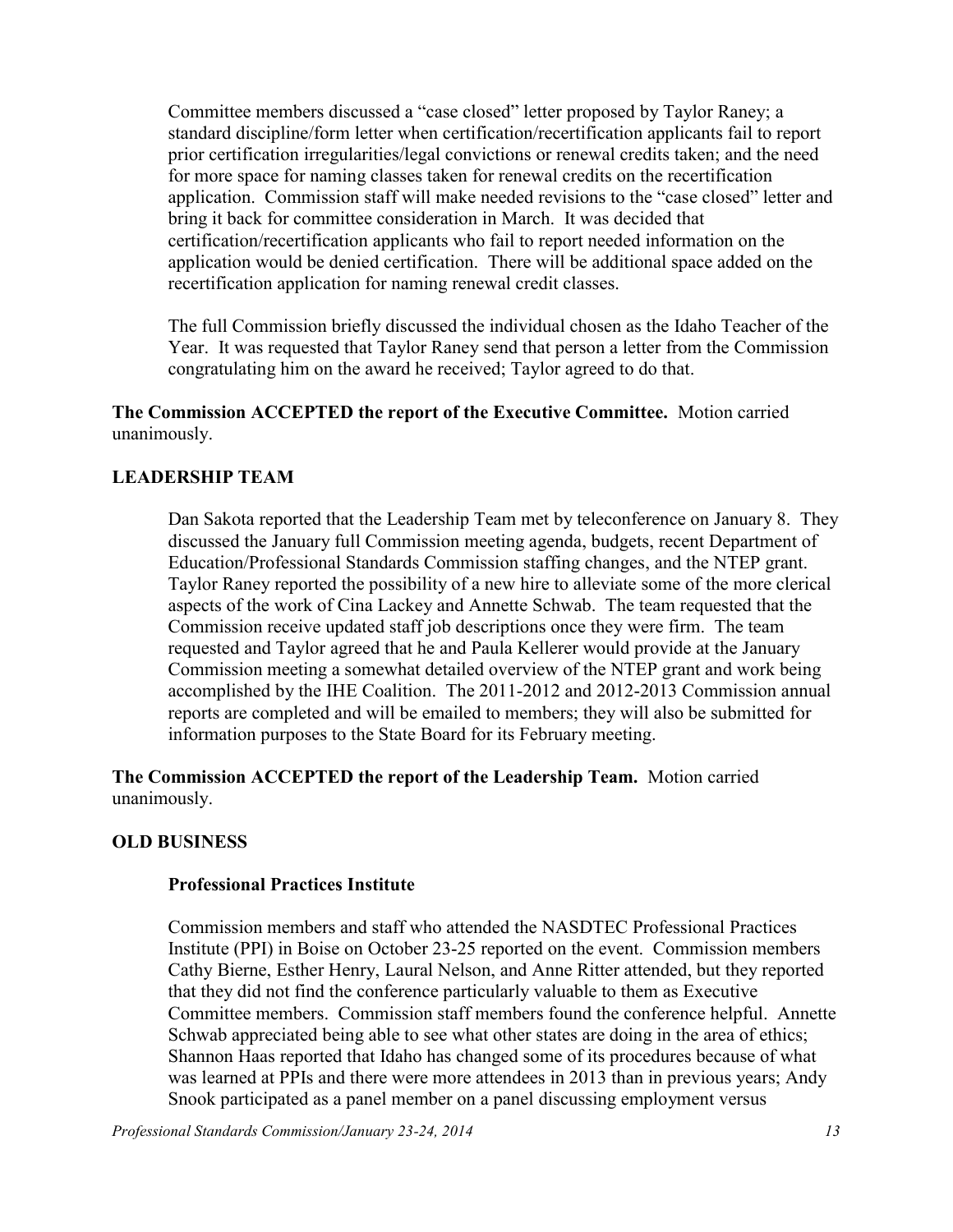Committee members discussed a "case closed" letter proposed by Taylor Raney; a standard discipline/form letter when certification/recertification applicants fail to report prior certification irregularities/legal convictions or renewal credits taken; and the need for more space for naming classes taken for renewal credits on the recertification application. Commission staff will make needed revisions to the "case closed" letter and bring it back for committee consideration in March. It was decided that certification/recertification applicants who fail to report needed information on the application would be denied certification. There will be additional space added on the recertification application for naming renewal credit classes.

The full Commission briefly discussed the individual chosen as the Idaho Teacher of the Year. It was requested that Taylor Raney send that person a letter from the Commission congratulating him on the award he received; Taylor agreed to do that.

**The Commission ACCEPTED the report of the Executive Committee.** Motion carried unanimously.

**LEADERSHIP TEAM**

Dan Sakota reported that the Leadership Team met by teleconference on January 8. They discussed the January full Commission meeting agenda, budgets, recent Department of Education/Professional Standards Commission staffing changes, and the NTEP grant. Taylor Raney reported the possibility of a new hire to alleviate some of the more clerical aspects of the work of Cina Lackey and Annette Schwab. The team requested that the Commission receive updated staff job descriptions once they were firm. The team requested and Taylor agreed that he and Paula Kellerer would provide at the January Commission meeting a somewhat detailed overview of the NTEP grant and work being accomplished by the IHE Coalition. The 2011-2012 and 2012-2013 Commission annual reports are completed and will be emailed to members; they will also be submitted for information purposes to the State Board for its February meeting.

**The Commission ACCEPTED the report of the Leadership Team.** Motion carried unanimously.

**OLD BUSINESS**

**Professional Practices Institute**

Commission members and staff who attended the NASDTEC Professional Practices Institute (PPI) in Boise on October 23-25 reported on the event. Commission members Cathy Bierne, Esther Henry, Laural Nelson, and Anne Ritter attended, but they reported that they did not find the conference particularly valuable to them as Executive Committee members. Commission staff members found the conference helpful. Annette Schwab appreciated being able to see what other states are doing in the area of ethics; Shannon Haas reported that Idaho has changed some of its procedures because of what was learned at PPIs and there were more attendees in 2013 than in previous years; Andy Snook participated as a panel member on a panel discussing employment versus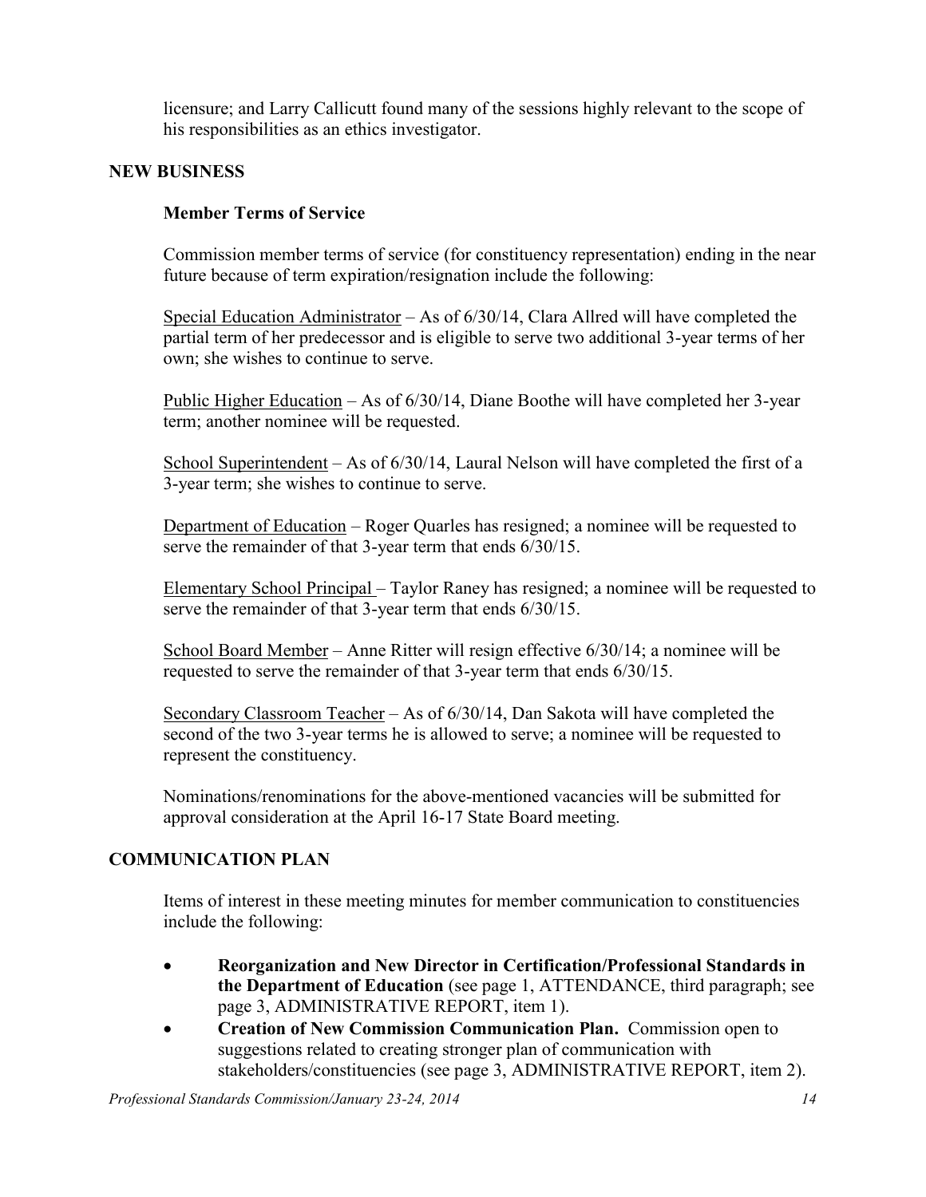licensure; and Larry Callicutt found many of the sessions highly relevant to the scope of his responsibilities as an ethics investigator.

## NEW BUSINESS

### Member Terms of Service

Commission member terms of service (for constituency representation) ending in the near future because of term expiration/resignation include the following:

Special Education Administrator – As of 6/30/14, Clara Allred will have completed the partial term of her predecessor and is eligible to serve two additional 3-year terms of her own; she wishes to continue to serve.

Public Higher Education – As of 6/30/14, Diane Boothe will have completed her 3-year term; another nominee will be requested.

School Superintendent – As of 6/30/14, Laural Nelson will have completed the first of a 3-year term; she wishes to continue to serve.

Department of Education – Roger Quarles has resigned; a nominee will be requested to serve the remainder of that 3-year term that ends 6/30/15.

Elementary School Principal – Taylor Raney has resigned; a nominee will be requested to serve the remainder of that 3-year term that ends 6/30/15.

School Board Member – Anne Ritter will resign effective 6/30/14; a nominee will be requested to serve the remainder of that 3-year term that ends 6/30/15.

Secondary Classroom Teacher – As of 6/30/14, Dan Sakota will have completed the second of the two 3-year terms he is allowed to serve; a nominee will be requested to represent the constituency.

Nominations/renominations for the above-mentioned vacancies will be submitted for approval consideration at the April 16-17 State Board meeting.

## COMMUNICATION PLAN

Items of interest in these meeting minutes for member communication to constituencies include the following:

- **Reorganization and New Director in Certification/Professional Standards in the Department of Education** (see page 1, ATTENDANCE, third paragraph; see page 3, ADMINISTRATIVE REPORT, item 1).
- **Creation of New Commission Communication Plan.** Commission open to suggestions related to creating stronger plan of communication with stakeholders/constituencies (see page 3, ADMINISTRATIVE REPORT, item 2).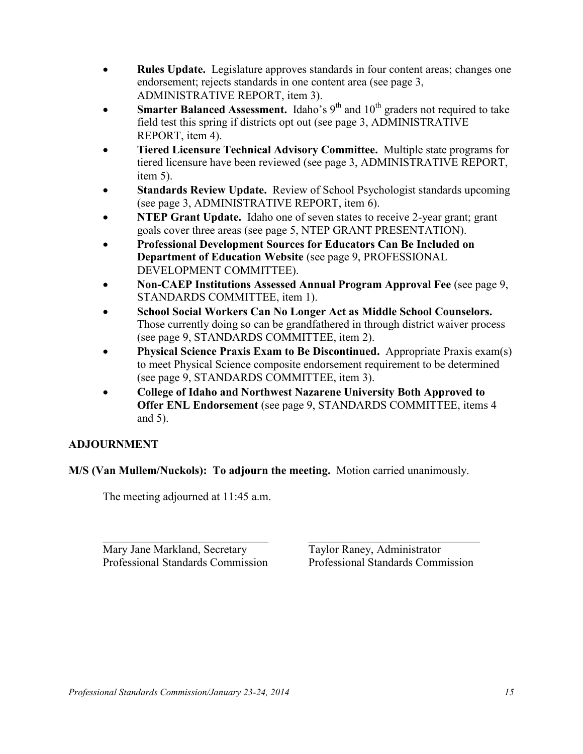- **Rules Update.** Legislature approves standards in four content areas; changes one endorsement; rejects standards in one content area (see page 3, ADMINISTRATIVE REPORT, item 3).
- **Smarter Balanced Assessment.** Idaho's 9th and 10th graders not required to take field test this spring if districts opt out (see page 3, ADMINISTRATIVE REPORT, item 4).
- **Tiered Licensure Technical Advisory Committee.** Multiple state programs for tiered licensure have been reviewed (see page 3, ADMINISTRATIVE REPORT, item 5).
- **Standards Review Update.** Review of School Psychologist standards upcoming (see page 3, ADMINISTRATIVE REPORT, item 6).
- **NTEP Grant Update.** Idaho one of seven states to receive 2-year grant; grant goals cover three areas (see page 5, NTEP GRANT PRESENTATION).
- **Professional Development Sources for Educators Can Be Included on Department of Education Website** (see page 9, PROFESSIONAL DEVELOPMENT COMMITTEE).
- **Non-CAEP Institutions Assessed Annual Program Approval Fee** (see page 9, STANDARDS COMMITTEE, item 1).
- **School Social Workers Can No Longer Act as Middle School Counselors.** Those currently doing so can be grandfathered in through district waiver process (see page 9, STANDARDS COMMITTEE, item 2).
- **Physical Science Praxis Exam to Be Discontinued.** Appropriate Praxis exam(s) to meet Physical Science composite endorsement requirement to be determined (see page 9, STANDARDS COMMITTEE, item 3).
- **College of Idaho and Northwest Nazarene University Both Approved to Offer ENL Endorsement** (see page 9, STANDARDS COMMITTEE, items 4 and 5).

**ADJOURNMENT**

**M/S (Van Mullem/Nuckols): To adjourn the meeting.** Motion carried unanimously.

The meeting adjourned at 11:45 a.m.

\_\_\_\_\_\_\_\_\_\_\_\_\_\_\_\_\_\_\_\_\_\_\_\_\_\_\_\_\_\_
Mary Jane Markland, Secretary
Professional Standards Commission

\_\_\_\_\_\_\_\_\_\_\_\_\_\_\_\_\_\_\_\_\_\_\_\_\_\_\_\_\_\_
Taylor Raney, Administrator
Professional Standards Commission